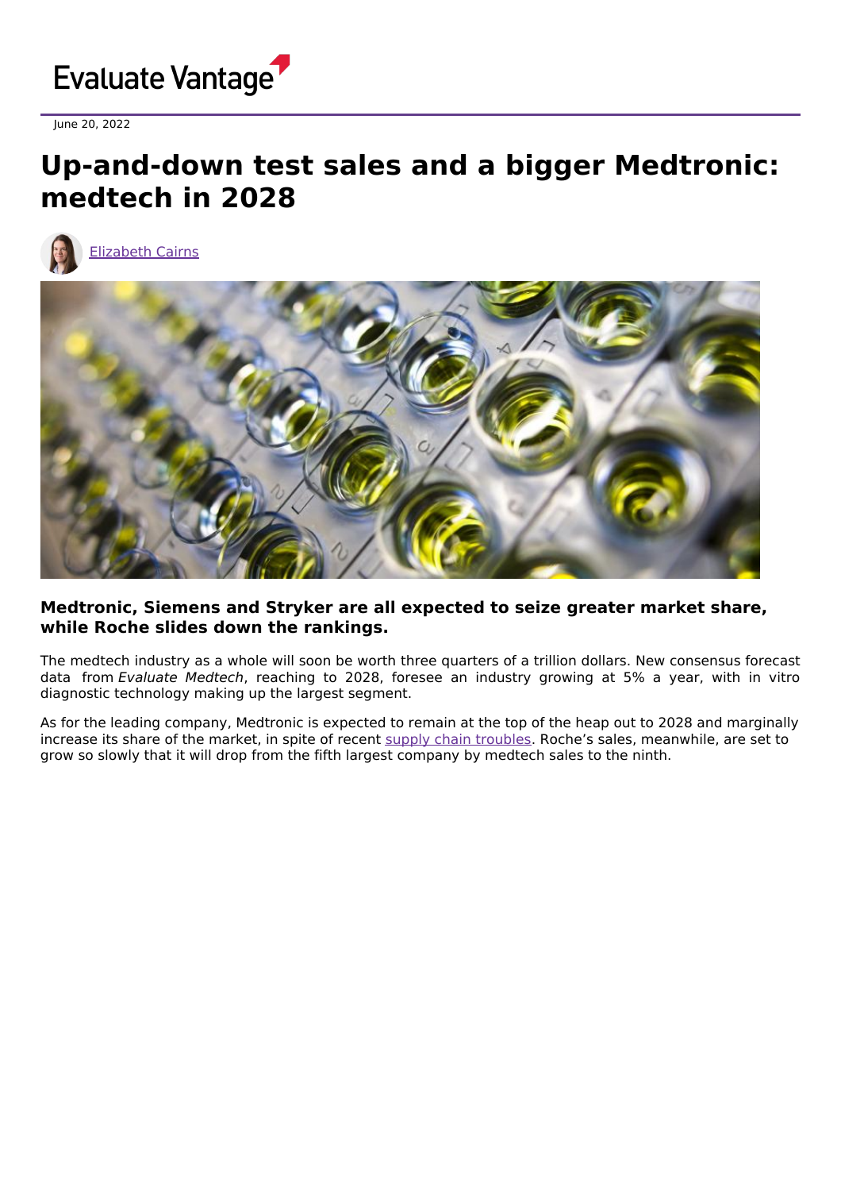Evaluate Vantage

June 20, 2022

# Up-and-down test sales and a bigger Medtronic: medtech in 2028

Elizabeth Cairns

**Medtronic, Siemens and Stryker are all expected to seize greater market share, while Roche slides down the rankings.**

The medtech industry as a whole will soon be worth three quarters of a trillion dollars. New consensus forecast data from *Evaluate Medtech*, reaching to 2028, foresee an industry growing at 5% a year, with in vitro diagnostic technology making up the largest segment.

As for the leading company, Medtronic is expected to remain at the top of the heap out to 2028 and marginally increase its share of the market, in spite of recent supply chain troubles. Roche's sales, meanwhile, are set to grow so slowly that it will drop from the fifth largest company by medtech sales to the ninth.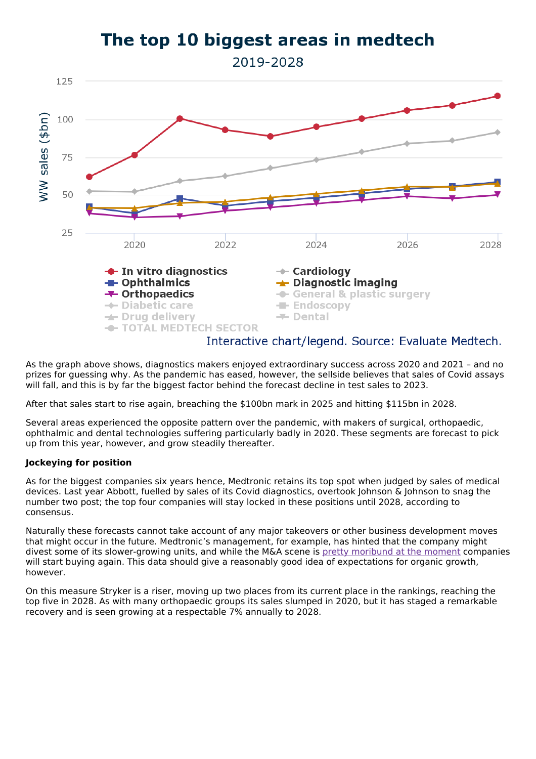## The top 10 biggest areas in medtech

2019-2028

Interactive chart/legend. Source: Evaluate Medtech.

As the graph above shows, diagnostics makers enjoyed extraordinary success across 2020 and 2021 – and no prizes for guessing why. As the pandemic has eased, however, the sellside believes that sales of Covid assays will fall, and this is by far the biggest factor behind the forecast decline in test sales to 2023.

After that sales start to rise again, breaching the $100bn mark in 2025 and hitting $115bn in 2028.

Several areas experienced the opposite pattern over the pandemic, with makers of surgical, orthopaedic, ophthalmic and dental technologies suffering particularly badly in 2020. These segments are forecast to pick up from this year, however, and grow steadily thereafter.

**Jockeying for position**

As for the biggest companies six years hence, Medtronic retains its top spot when judged by sales of medical devices. Last year Abbott, fuelled by sales of its Covid diagnostics, overtook Johnson & Johnson to snag the number two post; the top four companies will stay locked in these positions until 2028, according to consensus.

Naturally these forecasts cannot take account of any major takeovers or other business development moves that might occur in the future. Medtronic's management, for example, has hinted that the company might divest some of its slower-growing units, and while the M&A scene is pretty moribund at the moment companies will start buying again. This data should give a reasonably good idea of expectations for organic growth, however.

On this measure Stryker is a riser, moving up two places from its current place in the rankings, reaching the top five in 2028. As with many orthopaedic groups its sales slumped in 2020, but it has staged a remarkable recovery and is seen growing at a respectable 7% annually to 2028.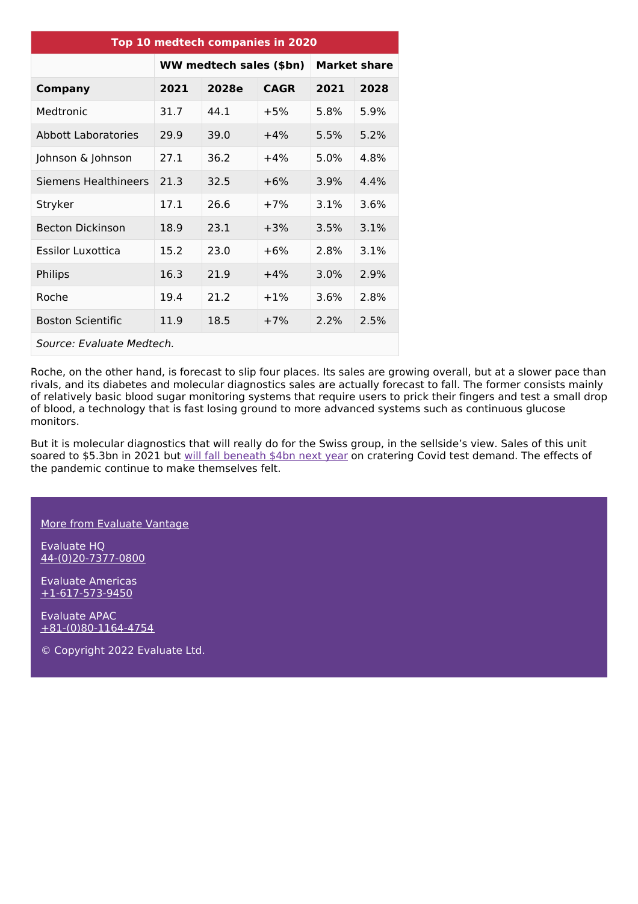| Top 10 medtech companies in 2020 | | | | | |
|---|---|---|---|---|---|
| | WW medtech sales ($bn) | | | Market share | |
| **Company** | **2021** | **2028e** | **CAGR** | **2021** | **2028** |
| Medtronic | 31.7 | 44.1 | +5% | 5.8% | 5.9% |
| Abbott Laboratories | 29.9 | 39.0 | +4% | 5.5% | 5.2% |
| Johnson & Johnson | 27.1 | 36.2 | +4% | 5.0% | 4.8% |
| Siemens Healthineers | 21.3 | 32.5 | +6% | 3.9% | 4.4% |
| Stryker | 17.1 | 26.6 | +7% | 3.1% | 3.6% |
| Becton Dickinson | 18.9 | 23.1 | +3% | 3.5% | 3.1% |
| Essilor Luxottica | 15.2 | 23.0 | +6% | 2.8% | 3.1% |
| Philips | 16.3 | 21.9 | +4% | 3.0% | 2.9% |
| Roche | 19.4 | 21.2 | +1% | 3.6% | 2.8% |
| Boston Scientific | 11.9 | 18.5 | +7% | 2.2% | 2.5% |
| *Source: Evaluate Medtech.* | | | | | |

Roche, on the other hand, is forecast to slip four places. Its sales are growing overall, but at a slower pace than rivals, and its diabetes and molecular diagnostics sales are actually forecast to fall. The former consists mainly of relatively basic blood sugar monitoring systems that require users to prick their fingers and test a small drop of blood, a technology that is fast losing ground to more advanced systems such as continuous glucose monitors.

But it is molecular diagnostics that will really do for the Swiss group, in the sellside's view. Sales of this unit soared to $5.3bn in 2021 but will fall beneath $4bn next year on cratering Covid test demand. The effects of the pandemic continue to make themselves felt.

More from Evaluate Vantage

Evaluate HQ
44-(0)20-7377-0800

Evaluate Americas
+1-617-573-9450

Evaluate APAC
+81-(0)80-1164-4754

© Copyright 2022 Evaluate Ltd.